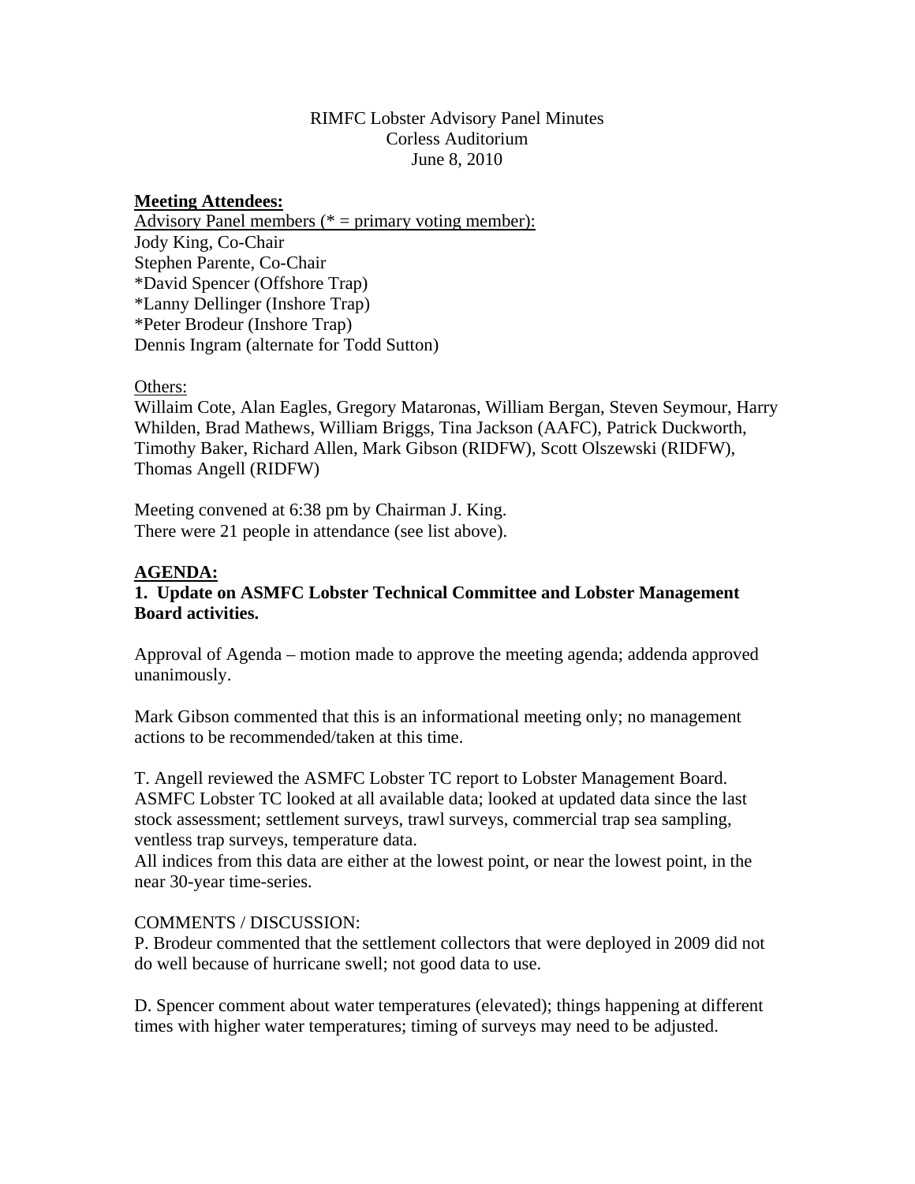RIMFC Lobster Advisory Panel Minutes
Corless Auditorium
June 8, 2010

**Meeting Attendees:**

Advisory Panel members (* = primary voting member):
Jody King, Co-Chair
Stephen Parente, Co-Chair
*David Spencer (Offshore Trap)
*Lanny Dellinger (Inshore Trap)
*Peter Brodeur (Inshore Trap)
Dennis Ingram (alternate for Todd Sutton)

Others:
Willaim Cote, Alan Eagles, Gregory Mataronas, William Bergan, Steven Seymour, Harry Whilden, Brad Mathews, William Briggs, Tina Jackson (AAFC), Patrick Duckworth, Timothy Baker, Richard Allen, Mark Gibson (RIDFW), Scott Olszewski (RIDFW), Thomas Angell (RIDFW)

Meeting convened at 6:38 pm by Chairman J. King.
There were 21 people in attendance (see list above).

**AGENDA:**

**1. Update on ASMFC Lobster Technical Committee and Lobster Management Board activities.**

Approval of Agenda – motion made to approve the meeting agenda; addenda approved unanimously.

Mark Gibson commented that this is an informational meeting only; no management actions to be recommended/taken at this time.

T. Angell reviewed the ASMFC Lobster TC report to Lobster Management Board. ASMFC Lobster TC looked at all available data; looked at updated data since the last stock assessment; settlement surveys, trawl surveys, commercial trap sea sampling, ventless trap surveys, temperature data.
All indices from this data are either at the lowest point, or near the lowest point, in the near 30-year time-series.

COMMENTS / DISCUSSION:
P. Brodeur commented that the settlement collectors that were deployed in 2009 did not do well because of hurricane swell; not good data to use.

D. Spencer comment about water temperatures (elevated); things happening at different times with higher water temperatures; timing of surveys may need to be adjusted.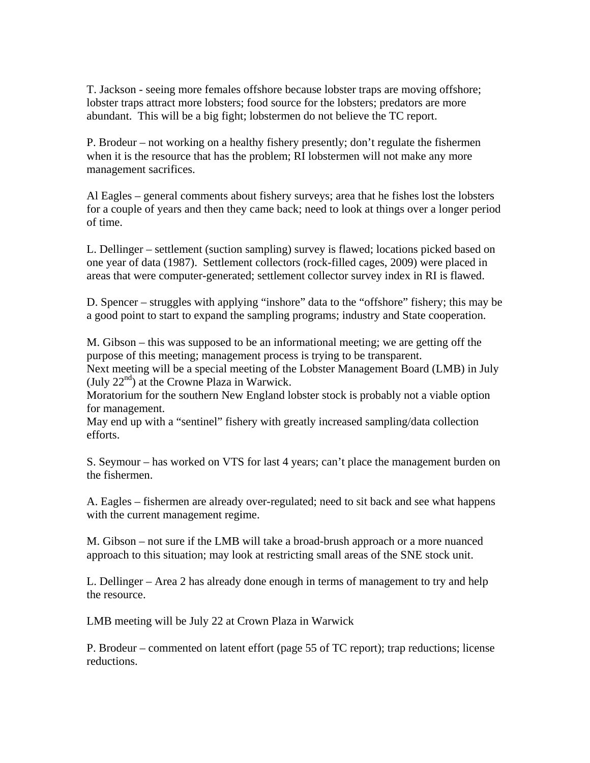T. Jackson - seeing more females offshore because lobster traps are moving offshore; lobster traps attract more lobsters; food source for the lobsters; predators are more abundant. This will be a big fight; lobstermen do not believe the TC report.

P. Brodeur – not working on a healthy fishery presently; don't regulate the fishermen when it is the resource that has the problem; RI lobstermen will not make any more management sacrifices.

Al Eagles – general comments about fishery surveys; area that he fishes lost the lobsters for a couple of years and then they came back; need to look at things over a longer period of time.

L. Dellinger – settlement (suction sampling) survey is flawed; locations picked based on one year of data (1987). Settlement collectors (rock-filled cages, 2009) were placed in areas that were computer-generated; settlement collector survey index in RI is flawed.

D. Spencer – struggles with applying "inshore" data to the "offshore" fishery; this may be a good point to start to expand the sampling programs; industry and State cooperation.

M. Gibson – this was supposed to be an informational meeting; we are getting off the purpose of this meeting; management process is trying to be transparent.
Next meeting will be a special meeting of the Lobster Management Board (LMB) in July (July 22nd) at the Crowne Plaza in Warwick.
Moratorium for the southern New England lobster stock is probably not a viable option for management.
May end up with a "sentinel" fishery with greatly increased sampling/data collection efforts.

S. Seymour – has worked on VTS for last 4 years; can't place the management burden on the fishermen.

A. Eagles – fishermen are already over-regulated; need to sit back and see what happens with the current management regime.

M. Gibson – not sure if the LMB will take a broad-brush approach or a more nuanced approach to this situation; may look at restricting small areas of the SNE stock unit.

L. Dellinger – Area 2 has already done enough in terms of management to try and help the resource.

LMB meeting will be July 22 at Crown Plaza in Warwick

P. Brodeur – commented on latent effort (page 55 of TC report); trap reductions; license reductions.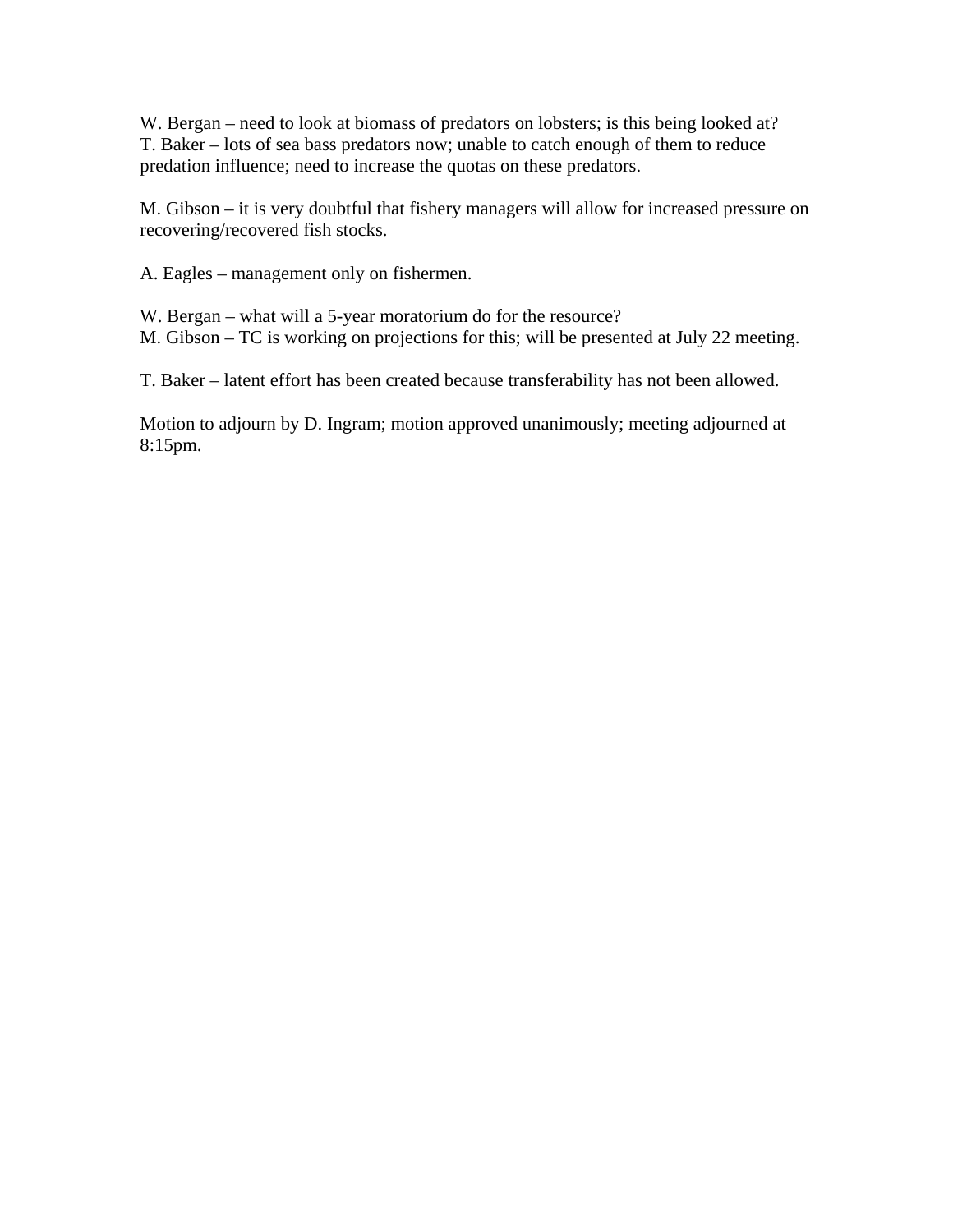W. Bergan – need to look at biomass of predators on lobsters; is this being looked at?
T. Baker – lots of sea bass predators now; unable to catch enough of them to reduce predation influence; need to increase the quotas on these predators.

M. Gibson – it is very doubtful that fishery managers will allow for increased pressure on recovering/recovered fish stocks.

A. Eagles – management only on fishermen.

W. Bergan – what will a 5-year moratorium do for the resource?
M. Gibson – TC is working on projections for this; will be presented at July 22 meeting.

T. Baker – latent effort has been created because transferability has not been allowed.

Motion to adjourn by D. Ingram; motion approved unanimously; meeting adjourned at 8:15pm.